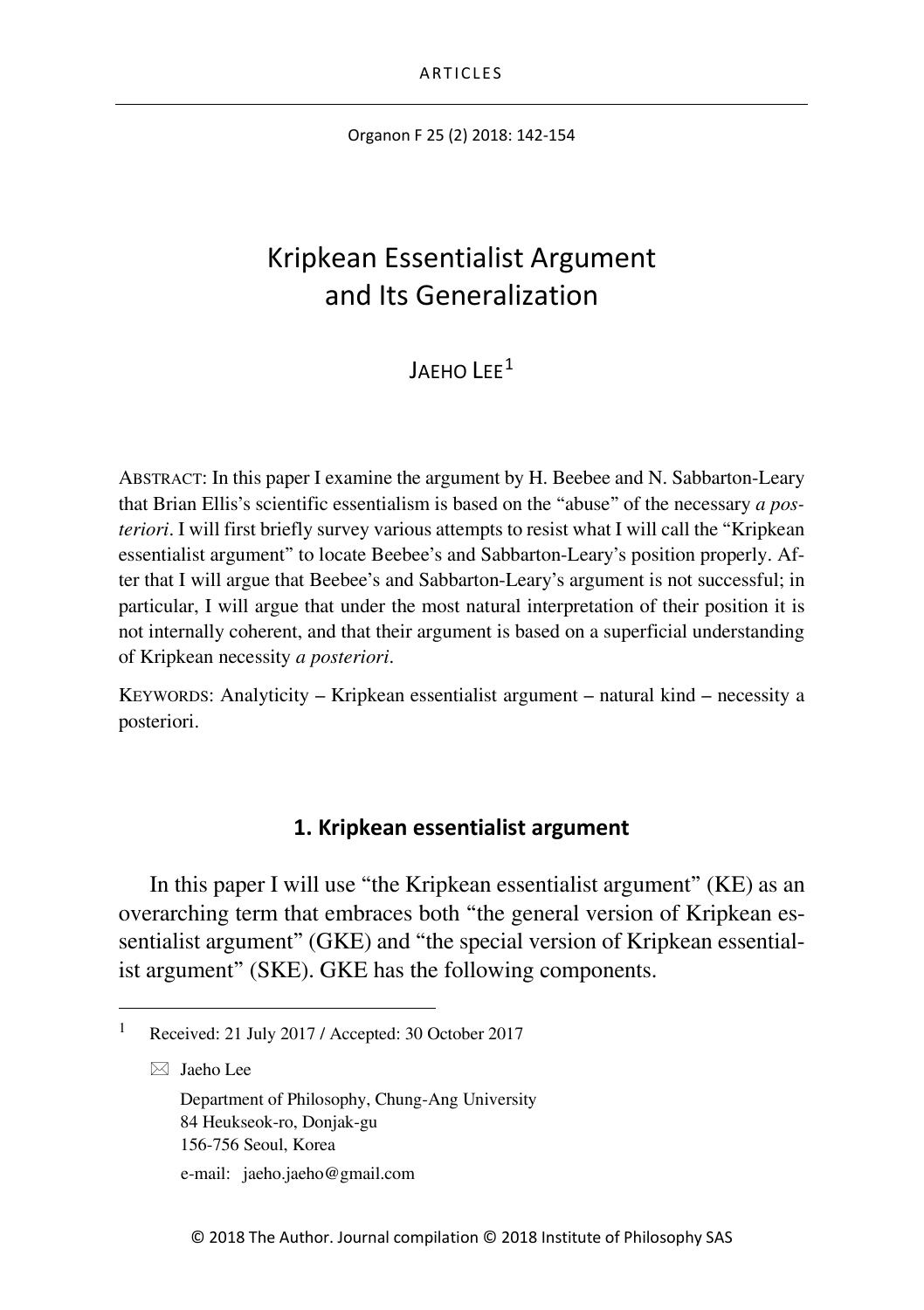ARTICLES

# Kripkean Essentialist Argument and Its Generalization

JAEHO LEE[1]

ABSTRACT: In this paper I examine the argument by H. Beebee and N. Sabbarton-Leary that Brian Ellis's scientific essentialism is based on the "abuse" of the necessary *a posteriori*. I will first briefly survey various attempts to resist what I will call the "Kripkean essentialist argument" to locate Beebee's and Sabbarton-Leary's position properly. After that I will argue that Beebee's and Sabbarton-Leary's argument is not successful; in particular, I will argue that under the most natural interpretation of their position it is not internally coherent, and that their argument is based on a superficial understanding of Kripkean necessity *a posteriori*.

KEYWORDS: Analyticity – Kripkean essentialist argument – natural kind – necessity a posteriori.

## 1. Kripkean essentialist argument

In this paper I will use "the Kripkean essentialist argument" (KE) as an overarching term that embraces both "the general version of Kripkean essentialist argument" (GKE) and "the special version of Kripkean essentialist argument" (SKE). GKE has the following components.

---

[1] Received: 21 July 2017 / Accepted: 30 October 2017

✉ Jaeho Lee
Department of Philosophy, Chung-Ang University
84 Heukseok-ro, Donjak-gu
156-756 Seoul, Korea
e-mail: jaeho.jaeho@gmail.com

© 2018 The Author. Journal compilation © 2018 Institute of Philosophy SAS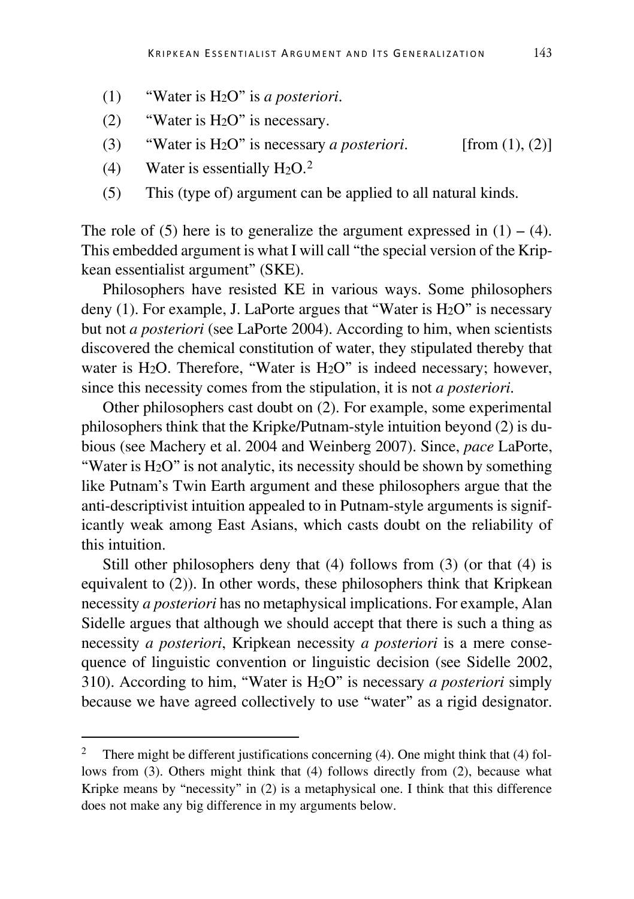(1) "Water is $H_2O$" is *a posteriori*.

(2) "Water is $H_2O$" is necessary.

(3) "Water is $H_2O$" is necessary *a posteriori*. [from (1), (2)]

(4) Water is essentially $H_2O$.[2]

(5) This (type of) argument can be applied to all natural kinds.

The role of (5) here is to generalize the argument expressed in (1) – (4). This embedded argument is what I will call "the special version of the Kripkean essentialist argument" (SKE).

Philosophers have resisted KE in various ways. Some philosophers deny (1). For example, J. LaPorte argues that "Water is $H_2O$" is necessary but not *a posteriori* (see LaPorte 2004). According to him, when scientists discovered the chemical constitution of water, they stipulated thereby that water is $H_2O$. Therefore, "Water is $H_2O$" is indeed necessary; however, since this necessity comes from the stipulation, it is not *a posteriori*.

Other philosophers cast doubt on (2). For example, some experimental philosophers think that the Kripke/Putnam-style intuition beyond (2) is dubious (see Machery et al. 2004 and Weinberg 2007). Since, *pace* LaPorte, "Water is $H_2O$" is not analytic, its necessity should be shown by something like Putnam's Twin Earth argument and these philosophers argue that the anti-descriptivist intuition appealed to in Putnam-style arguments is significantly weak among East Asians, which casts doubt on the reliability of this intuition.

Still other philosophers deny that (4) follows from (3) (or that (4) is equivalent to (2)). In other words, these philosophers think that Kripkean necessity *a posteriori* has no metaphysical implications. For example, Alan Sidelle argues that although we should accept that there is such a thing as necessity *a posteriori*, Kripkean necessity *a posteriori* is a mere consequence of linguistic convention or linguistic decision (see Sidelle 2002, 310). According to him, "Water is $H_2O$" is necessary *a posteriori* simply because we have agreed collectively to use "water" as a rigid designator.

---

[2] There might be different justifications concerning (4). One might think that (4) follows from (3). Others might think that (4) follows directly from (2), because what Kripke means by "necessity" in (2) is a metaphysical one. I think that this difference does not make any big difference in my arguments below.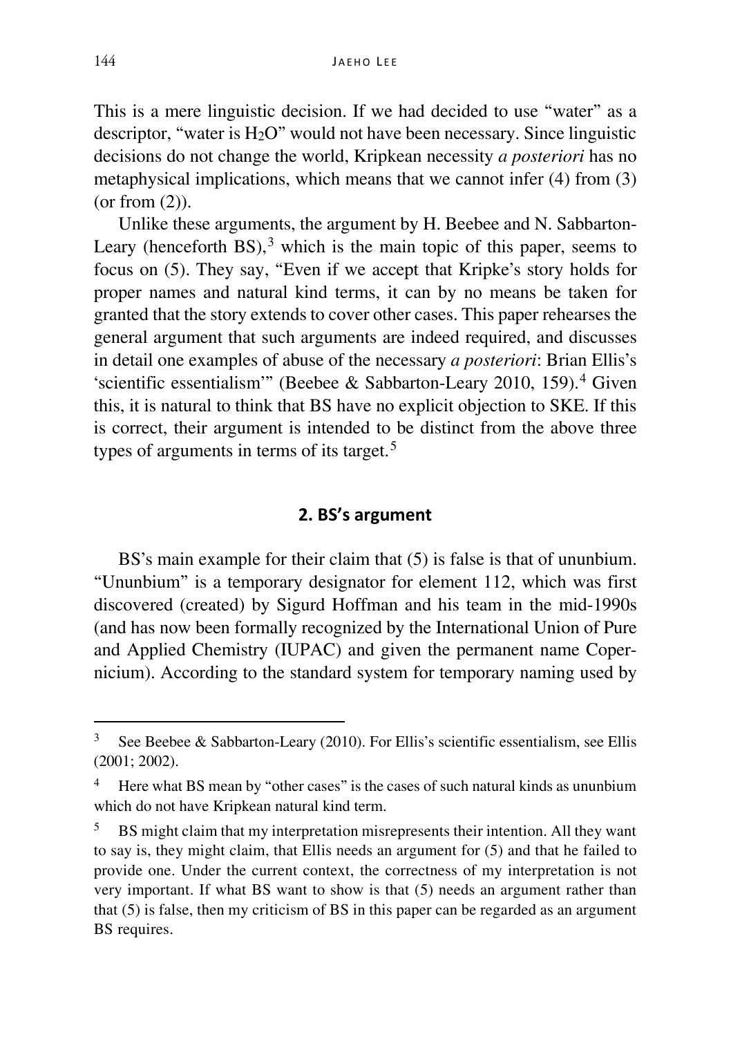This is a mere linguistic decision. If we had decided to use "water" as a descriptor, "water is $H_2O$" would not have been necessary. Since linguistic decisions do not change the world, Kripkean necessity *a posteriori* has no metaphysical implications, which means that we cannot infer (4) from (3) (or from (2)).

Unlike these arguments, the argument by H. Beebee and N. Sabbarton-Leary (henceforth BS),[3] which is the main topic of this paper, seems to focus on (5). They say, "Even if we accept that Kripke's story holds for proper names and natural kind terms, it can by no means be taken for granted that the story extends to cover other cases. This paper rehearses the general argument that such arguments are indeed required, and discusses in detail one examples of abuse of the necessary *a posteriori*: Brian Ellis's 'scientific essentialism'" (Beebee & Sabbarton-Leary 2010, 159).[4] Given this, it is natural to think that BS have no explicit objection to SKE. If this is correct, their argument is intended to be distinct from the above three types of arguments in terms of its target.[5]

## 2. BS's argument

BS's main example for their claim that (5) is false is that of ununbium. "Ununbium" is a temporary designator for element 112, which was first discovered (created) by Sigurd Hoffman and his team in the mid-1990s (and has now been formally recognized by the International Union of Pure and Applied Chemistry (IUPAC) and given the permanent name Copernicium). According to the standard system for temporary naming used by

---

[3] See Beebee & Sabbarton-Leary (2010). For Ellis's scientific essentialism, see Ellis (2001; 2002).

[4] Here what BS mean by "other cases" is the cases of such natural kinds as ununbium which do not have Kripkean natural kind term.

[5] BS might claim that my interpretation misrepresents their intention. All they want to say is, they might claim, that Ellis needs an argument for (5) and that he failed to provide one. Under the current context, the correctness of my interpretation is not very important. If what BS want to show is that (5) needs an argument rather than that (5) is false, then my criticism of BS in this paper can be regarded as an argument BS requires.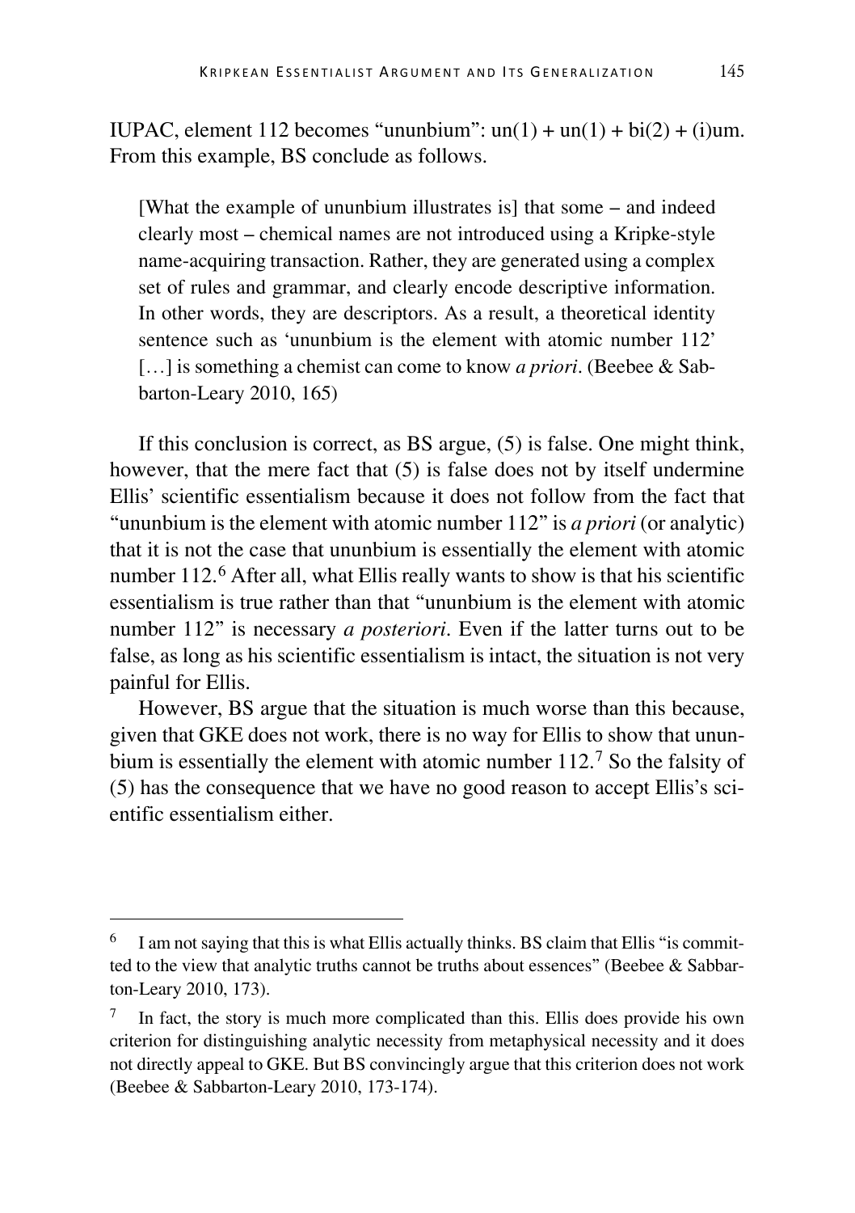IUPAC, element 112 becomes "ununbium": un(1) + un(1) + bi(2) + (i)um. From this example, BS conclude as follows.

> [What the example of ununbium illustrates is] that some – and indeed clearly most – chemical names are not introduced using a Kripke-style name-acquiring transaction. Rather, they are generated using a complex set of rules and grammar, and clearly encode descriptive information. In other words, they are descriptors. As a result, a theoretical identity sentence such as 'ununbium is the element with atomic number 112' […] is something a chemist can come to know *a priori*. (Beebee & Sabbarton-Leary 2010, 165)

If this conclusion is correct, as BS argue, (5) is false. One might think, however, that the mere fact that (5) is false does not by itself undermine Ellis' scientific essentialism because it does not follow from the fact that "ununbium is the element with atomic number 112" is *a priori* (or analytic) that it is not the case that ununbium is essentially the element with atomic number 112.[6] After all, what Ellis really wants to show is that his scientific essentialism is true rather than that "ununbium is the element with atomic number 112" is necessary *a posteriori*. Even if the latter turns out to be false, as long as his scientific essentialism is intact, the situation is not very painful for Ellis.

However, BS argue that the situation is much worse than this because, given that GKE does not work, there is no way for Ellis to show that ununbium is essentially the element with atomic number 112.[7] So the falsity of (5) has the consequence that we have no good reason to accept Ellis's scientific essentialism either.

---

[6] I am not saying that this is what Ellis actually thinks. BS claim that Ellis "is committed to the view that analytic truths cannot be truths about essences" (Beebee & Sabbarton-Leary 2010, 173).

[7] In fact, the story is much more complicated than this. Ellis does provide his own criterion for distinguishing analytic necessity from metaphysical necessity and it does not directly appeal to GKE. But BS convincingly argue that this criterion does not work (Beebee & Sabbarton-Leary 2010, 173-174).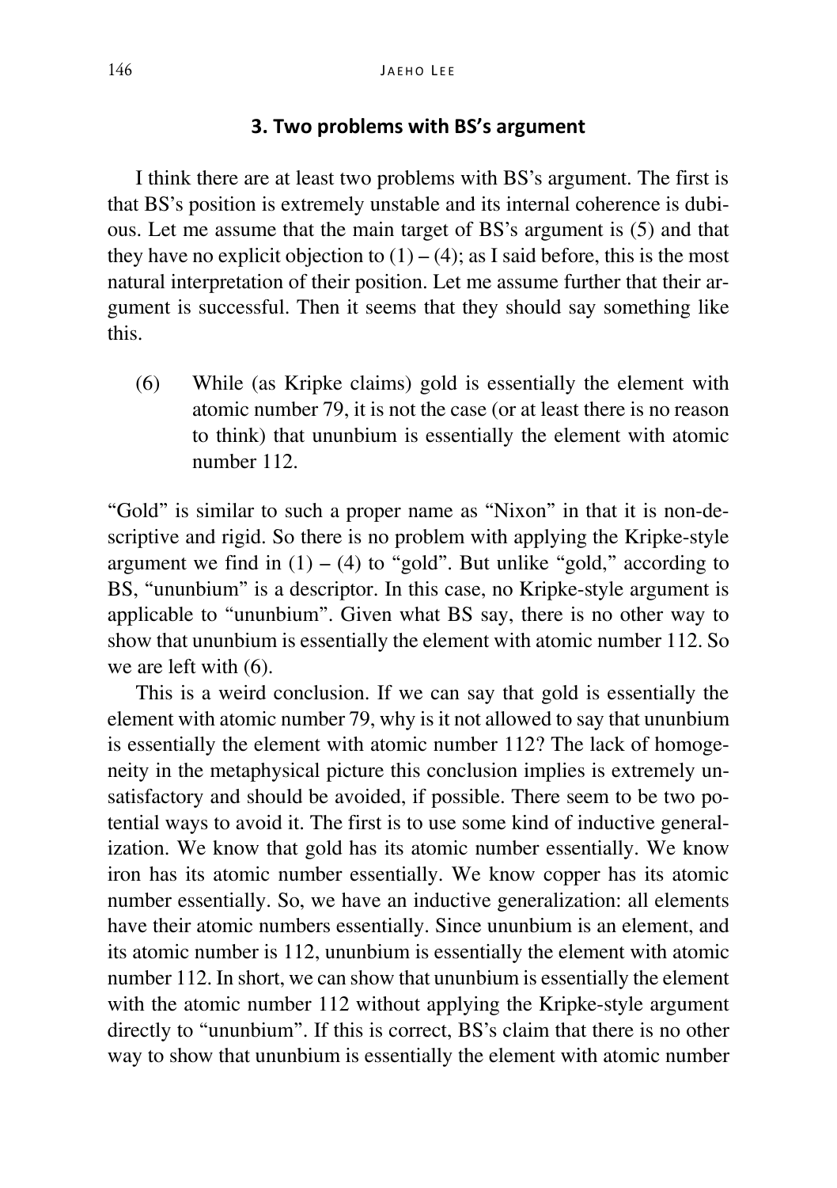## 3. Two problems with BS's argument

I think there are at least two problems with BS's argument. The first is that BS's position is extremely unstable and its internal coherence is dubious. Let me assume that the main target of BS's argument is (5) and that they have no explicit objection to (1) – (4); as I said before, this is the most natural interpretation of their position. Let me assume further that their argument is successful. Then it seems that they should say something like this.

(6) While (as Kripke claims) gold is essentially the element with atomic number 79, it is not the case (or at least there is no reason to think) that ununbium is essentially the element with atomic number 112.

"Gold" is similar to such a proper name as "Nixon" in that it is non-descriptive and rigid. So there is no problem with applying the Kripke-style argument we find in (1) – (4) to "gold". But unlike "gold," according to BS, "ununbium" is a descriptor. In this case, no Kripke-style argument is applicable to "ununbium". Given what BS say, there is no other way to show that ununbium is essentially the element with atomic number 112. So we are left with (6).

This is a weird conclusion. If we can say that gold is essentially the element with atomic number 79, why is it not allowed to say that ununbium is essentially the element with atomic number 112? The lack of homogeneity in the metaphysical picture this conclusion implies is extremely unsatisfactory and should be avoided, if possible. There seem to be two potential ways to avoid it. The first is to use some kind of inductive generalization. We know that gold has its atomic number essentially. We know iron has its atomic number essentially. We know copper has its atomic number essentially. So, we have an inductive generalization: all elements have their atomic numbers essentially. Since ununbium is an element, and its atomic number is 112, ununbium is essentially the element with atomic number 112. In short, we can show that ununbium is essentially the element with the atomic number 112 without applying the Kripke-style argument directly to "ununbium". If this is correct, BS's claim that there is no other way to show that ununbium is essentially the element with atomic number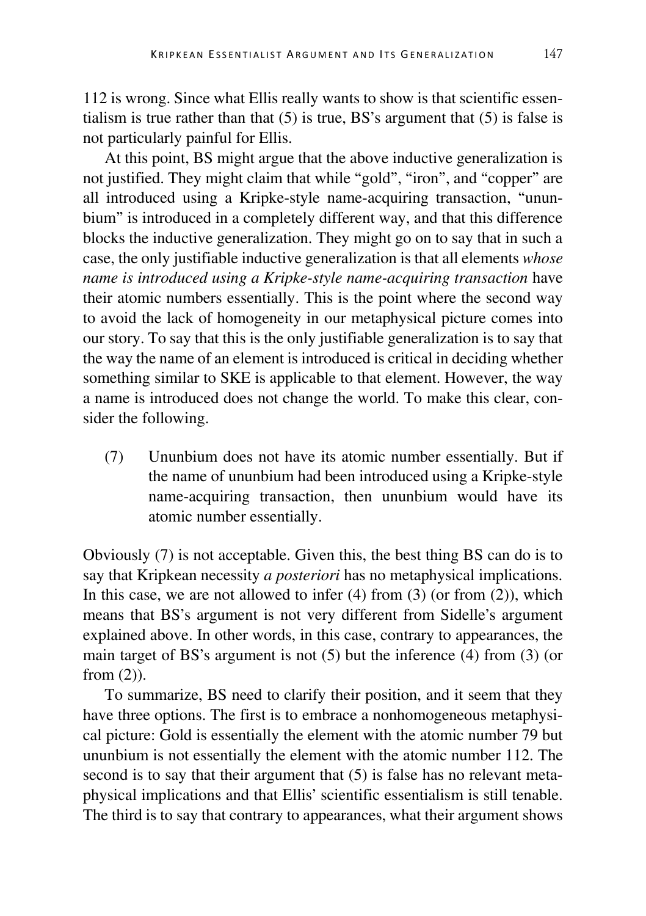112 is wrong. Since what Ellis really wants to show is that scientific essentialism is true rather than that (5) is true, BS's argument that (5) is false is not particularly painful for Ellis.

At this point, BS might argue that the above inductive generalization is not justified. They might claim that while "gold", "iron", and "copper" are all introduced using a Kripke-style name-acquiring transaction, "ununbium" is introduced in a completely different way, and that this difference blocks the inductive generalization. They might go on to say that in such a case, the only justifiable inductive generalization is that all elements *whose name is introduced using a Kripke-style name-acquiring transaction* have their atomic numbers essentially. This is the point where the second way to avoid the lack of homogeneity in our metaphysical picture comes into our story. To say that this is the only justifiable generalization is to say that the way the name of an element is introduced is critical in deciding whether something similar to SKE is applicable to that element. However, the way a name is introduced does not change the world. To make this clear, consider the following.

(7) Ununbium does not have its atomic number essentially. But if the name of ununbium had been introduced using a Kripke-style name-acquiring transaction, then ununbium would have its atomic number essentially.

Obviously (7) is not acceptable. Given this, the best thing BS can do is to say that Kripkean necessity *a posteriori* has no metaphysical implications. In this case, we are not allowed to infer (4) from (3) (or from (2)), which means that BS's argument is not very different from Sidelle's argument explained above. In other words, in this case, contrary to appearances, the main target of BS's argument is not (5) but the inference (4) from (3) (or from (2)).

To summarize, BS need to clarify their position, and it seem that they have three options. The first is to embrace a nonhomogeneous metaphysical picture: Gold is essentially the element with the atomic number 79 but ununbium is not essentially the element with the atomic number 112. The second is to say that their argument that (5) is false has no relevant metaphysical implications and that Ellis' scientific essentialism is still tenable. The third is to say that contrary to appearances, what their argument shows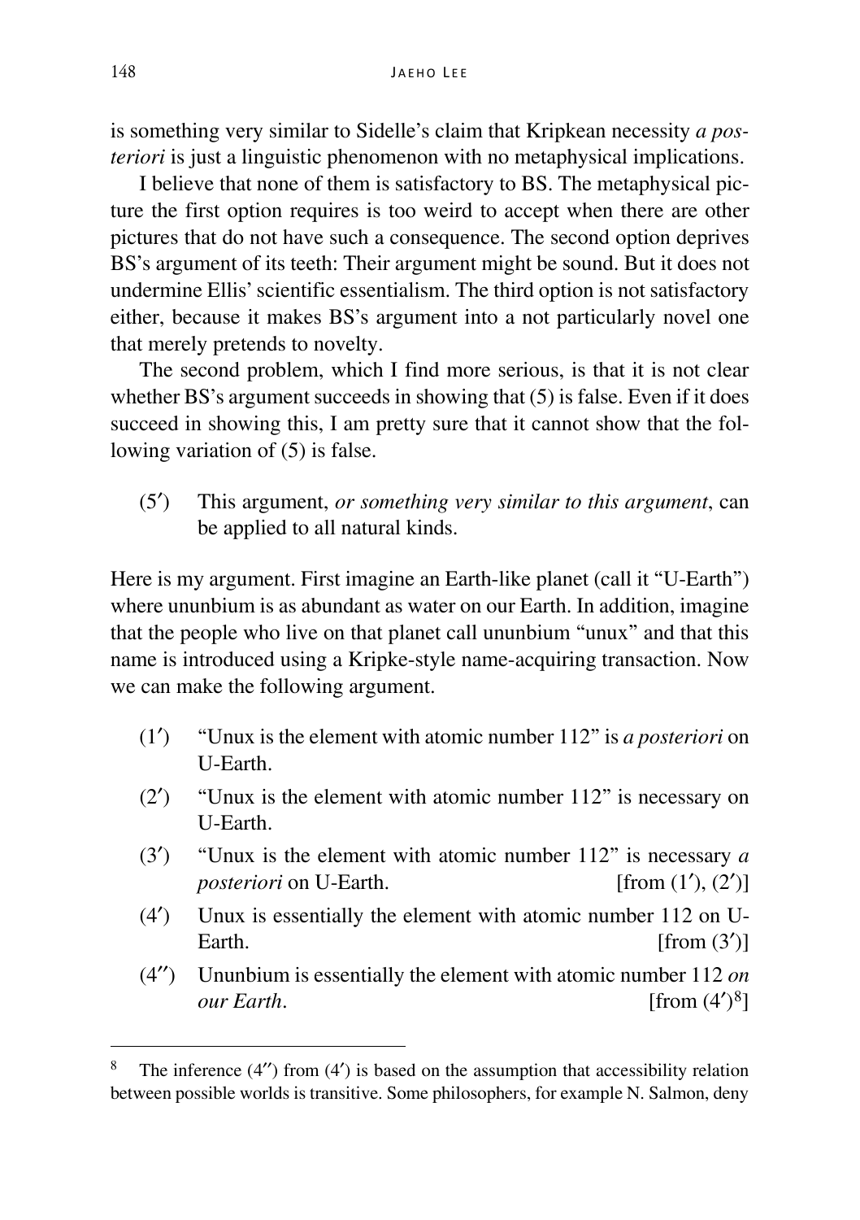is something very similar to Sidelle's claim that Kripkean necessity *a posteriori* is just a linguistic phenomenon with no metaphysical implications.

I believe that none of them is satisfactory to BS. The metaphysical picture the first option requires is too weird to accept when there are other pictures that do not have such a consequence. The second option deprives BS's argument of its teeth: Their argument might be sound. But it does not undermine Ellis' scientific essentialism. The third option is not satisfactory either, because it makes BS's argument into a not particularly novel one that merely pretends to novelty.

The second problem, which I find more serious, is that it is not clear whether BS's argument succeeds in showing that (5) is false. Even if it does succeed in showing this, I am pretty sure that it cannot show that the following variation of (5) is false.

(5′) This argument, *or something very similar to this argument*, can be applied to all natural kinds.

Here is my argument. First imagine an Earth-like planet (call it "U-Earth") where ununbium is as abundant as water on our Earth. In addition, imagine that the people who live on that planet call ununbium "unux" and that this name is introduced using a Kripke-style name-acquiring transaction. Now we can make the following argument.

(1′) "Unux is the element with atomic number 112" is *a posteriori* on U-Earth.

(2′) "Unux is the element with atomic number 112" is necessary on U-Earth.

(3′) "Unux is the element with atomic number 112" is necessary *a posteriori* on U-Earth. [from (1′), (2′)]

(4′) Unux is essentially the element with atomic number 112 on U-Earth. [from (3′)]

(4″) Ununbium is essentially the element with atomic number 112 *on our Earth*. [from (4′)[8]]

[8] The inference (4″) from (4′) is based on the assumption that accessibility relation between possible worlds is transitive. Some philosophers, for example N. Salmon, deny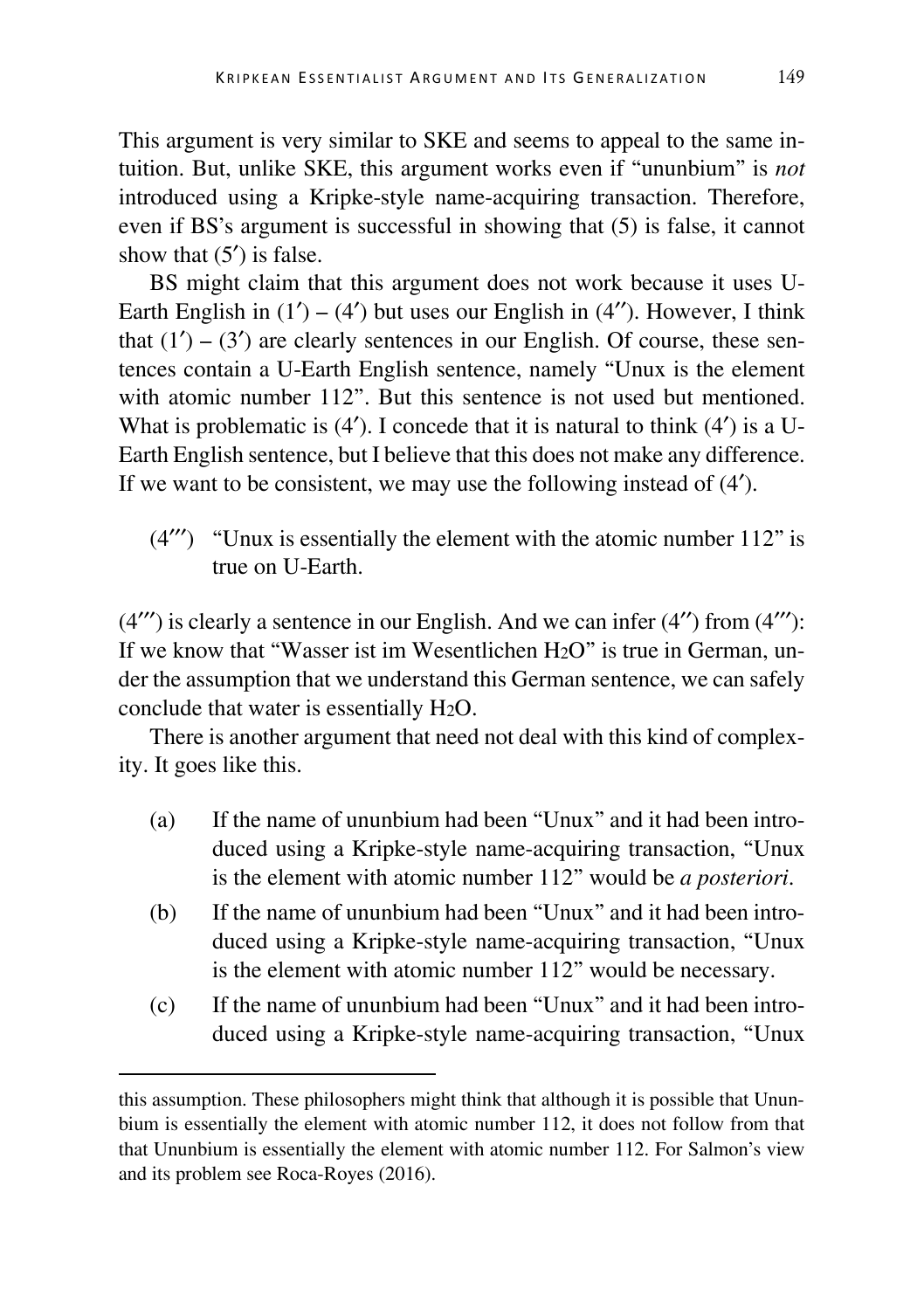This argument is very similar to SKE and seems to appeal to the same intuition. But, unlike SKE, this argument works even if "ununbium" is *not* introduced using a Kripke-style name-acquiring transaction. Therefore, even if BS's argument is successful in showing that (5) is false, it cannot show that (5′) is false.

BS might claim that this argument does not work because it uses U-Earth English in (1′) – (4′) but uses our English in (4″). However, I think that (1′) – (3′) are clearly sentences in our English. Of course, these sentences contain a U-Earth English sentence, namely "Unux is the element with atomic number 112". But this sentence is not used but mentioned. What is problematic is (4′). I concede that it is natural to think (4′) is a U-Earth English sentence, but I believe that this does not make any difference. If we want to be consistent, we may use the following instead of (4′).

(4‴) "Unux is essentially the element with the atomic number 112" is true on U-Earth.

(4‴) is clearly a sentence in our English. And we can infer (4″) from (4‴): If we know that "Wasser ist im Wesentlichen $H_2O$" is true in German, under the assumption that we understand this German sentence, we can safely conclude that water is essentially $H_2O$.

There is another argument that need not deal with this kind of complexity. It goes like this.

(a) If the name of ununbium had been "Unux" and it had been introduced using a Kripke-style name-acquiring transaction, "Unux is the element with atomic number 112" would be *a posteriori*.

(b) If the name of ununbium had been "Unux" and it had been introduced using a Kripke-style name-acquiring transaction, "Unux is the element with atomic number 112" would be necessary.

(c) If the name of ununbium had been "Unux" and it had been introduced using a Kripke-style name-acquiring transaction, "Unux

---

this assumption. These philosophers might think that although it is possible that Ununbium is essentially the element with atomic number 112, it does not follow from that that Ununbium is essentially the element with atomic number 112. For Salmon's view and its problem see Roca-Royes (2016).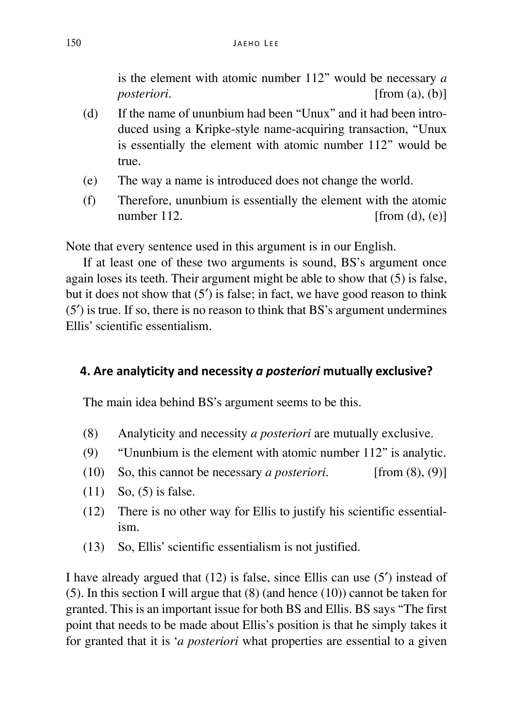is the element with atomic number 112" would be necessary *a posteriori*. [from (a), (b)]

(d) If the name of ununbium had been "Unux" and it had been introduced using a Kripke-style name-acquiring transaction, "Unux is essentially the element with atomic number 112" would be true.

(e) The way a name is introduced does not change the world.

(f) Therefore, ununbium is essentially the element with the atomic number 112. [from (d), (e)]

Note that every sentence used in this argument is in our English.

If at least one of these two arguments is sound, BS's argument once again loses its teeth. Their argument might be able to show that (5) is false, but it does not show that (5′) is false; in fact, we have good reason to think (5′) is true. If so, there is no reason to think that BS's argument undermines Ellis' scientific essentialism.

## 4. Are analyticity and necessity *a posteriori* mutually exclusive?

The main idea behind BS's argument seems to be this.

(8) Analyticity and necessity *a posteriori* are mutually exclusive.

(9) "Ununbium is the element with atomic number 112" is analytic.

(10) So, this cannot be necessary *a posteriori*. [from (8), (9)]

(11) So, (5) is false.

(12) There is no other way for Ellis to justify his scientific essentialism.

(13) So, Ellis' scientific essentialism is not justified.

I have already argued that (12) is false, since Ellis can use (5′) instead of (5). In this section I will argue that (8) (and hence (10)) cannot be taken for granted. This is an important issue for both BS and Ellis. BS says "The first point that needs to be made about Ellis's position is that he simply takes it for granted that it is '*a posteriori* what properties are essential to a given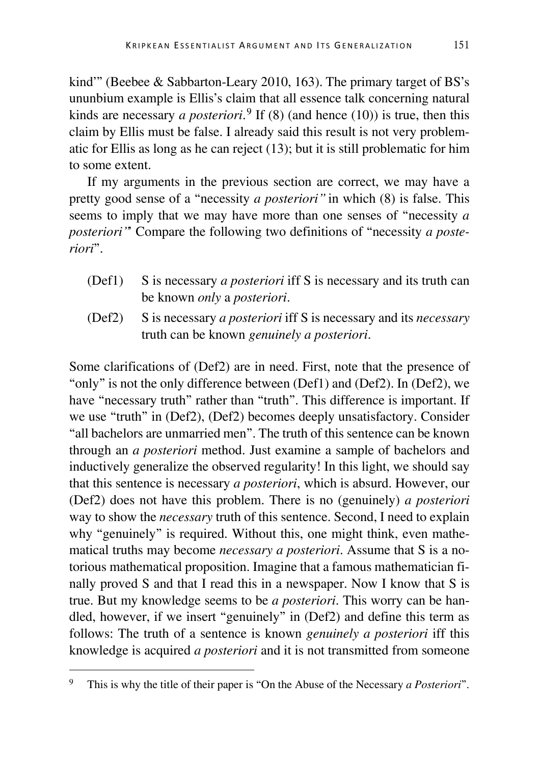kind'" (Beebee & Sabbarton-Leary 2010, 163). The primary target of BS's ununbium example is Ellis's claim that all essence talk concerning natural kinds are necessary *a posteriori*.[9] If (8) (and hence (10)) is true, then this claim by Ellis must be false. I already said this result is not very problematic for Ellis as long as he can reject (13); but it is still problematic for him to some extent.

If my arguments in the previous section are correct, we may have a pretty good sense of a "necessity *a posteriori"* in which (8) is false. This seems to imply that we may have more than one senses of "necessity *a posteriori"* Compare the following two definitions of "necessity *a posteriori*".

(Def1) S is necessary *a posteriori* iff S is necessary and its truth can be known *only* a *posteriori*.

(Def2) S is necessary *a posteriori* iff S is necessary and its *necessary* truth can be known *genuinely a posteriori*.

Some clarifications of (Def2) are in need. First, note that the presence of "only" is not the only difference between (Def1) and (Def2). In (Def2), we have "necessary truth" rather than "truth". This difference is important. If we use "truth" in (Def2), (Def2) becomes deeply unsatisfactory. Consider "all bachelors are unmarried men". The truth of this sentence can be known through an *a posteriori* method. Just examine a sample of bachelors and inductively generalize the observed regularity! In this light, we should say that this sentence is necessary *a posteriori*, which is absurd. However, our (Def2) does not have this problem. There is no (genuinely) *a posteriori* way to show the *necessary* truth of this sentence. Second, I need to explain why "genuinely" is required. Without this, one might think, even mathematical truths may become *necessary a posteriori*. Assume that S is a notorious mathematical proposition. Imagine that a famous mathematician finally proved S and that I read this in a newspaper. Now I know that S is true. But my knowledge seems to be *a posteriori*. This worry can be handled, however, if we insert "genuinely" in (Def2) and define this term as follows: The truth of a sentence is known *genuinely a posteriori* iff this knowledge is acquired *a posteriori* and it is not transmitted from someone

---

[9] This is why the title of their paper is "On the Abuse of the Necessary *a Posteriori*".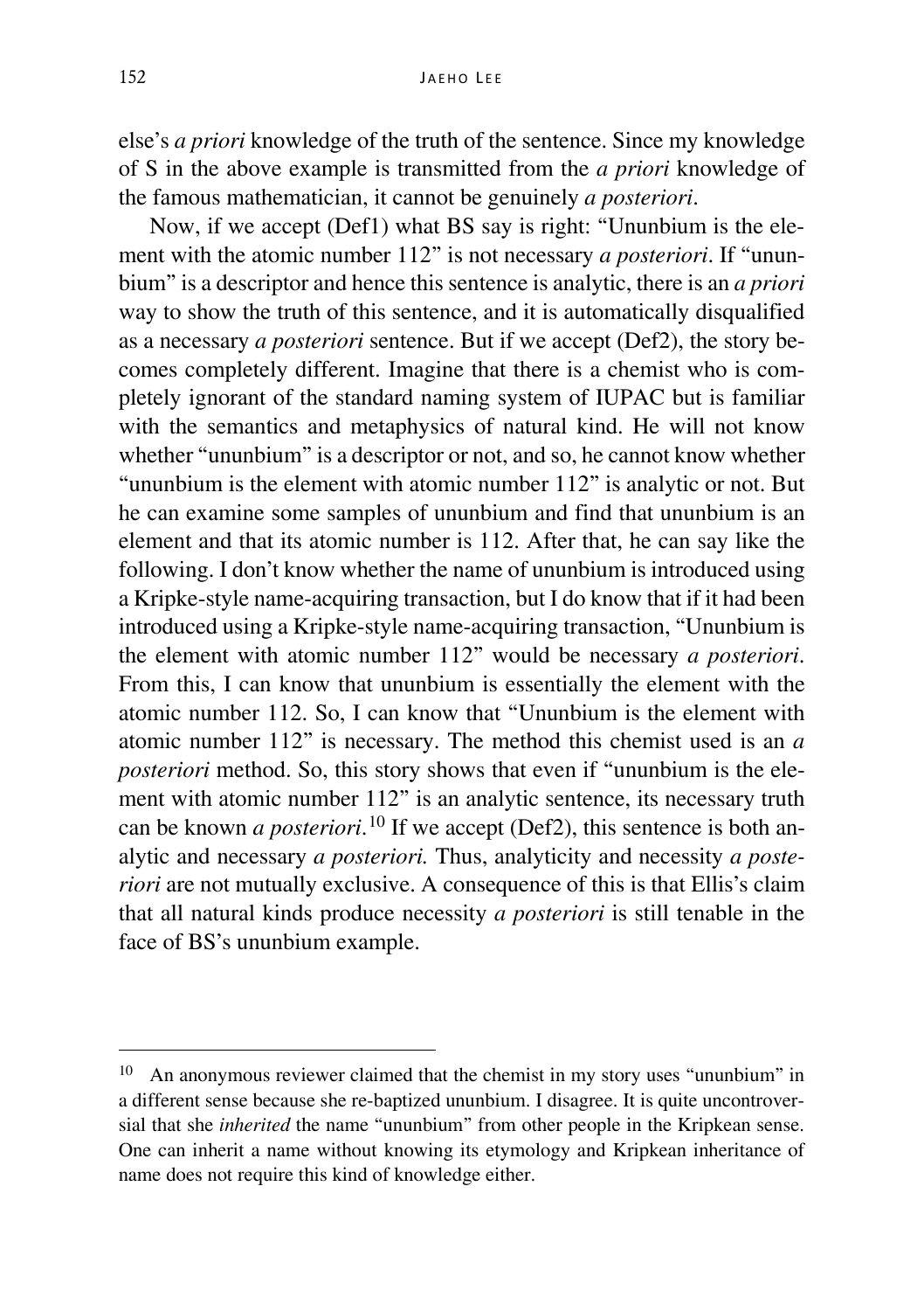else's *a priori* knowledge of the truth of the sentence. Since my knowledge of S in the above example is transmitted from the *a priori* knowledge of the famous mathematician, it cannot be genuinely *a posteriori*.

Now, if we accept (Def1) what BS say is right: "Ununbium is the element with the atomic number 112" is not necessary *a posteriori*. If "ununbium" is a descriptor and hence this sentence is analytic, there is an *a priori* way to show the truth of this sentence, and it is automatically disqualified as a necessary *a posteriori* sentence. But if we accept (Def2), the story becomes completely different. Imagine that there is a chemist who is completely ignorant of the standard naming system of IUPAC but is familiar with the semantics and metaphysics of natural kind. He will not know whether "ununbium" is a descriptor or not, and so, he cannot know whether "ununbium is the element with atomic number 112" is analytic or not. But he can examine some samples of ununbium and find that ununbium is an element and that its atomic number is 112. After that, he can say like the following. I don't know whether the name of ununbium is introduced using a Kripke-style name-acquiring transaction, but I do know that if it had been introduced using a Kripke-style name-acquiring transaction, "Ununbium is the element with atomic number 112" would be necessary *a posteriori*. From this, I can know that ununbium is essentially the element with the atomic number 112. So, I can know that "Ununbium is the element with atomic number 112" is necessary. The method this chemist used is an *a posteriori* method. So, this story shows that even if "ununbium is the element with atomic number 112" is an analytic sentence, its necessary truth can be known *a posteriori*.[10] If we accept (Def2), this sentence is both analytic and necessary *a posteriori.* Thus, analyticity and necessity *a posteriori* are not mutually exclusive. A consequence of this is that Ellis's claim that all natural kinds produce necessity *a posteriori* is still tenable in the face of BS's ununbium example.

---

[10] An anonymous reviewer claimed that the chemist in my story uses "ununbium" in a different sense because she re-baptized ununbium. I disagree. It is quite uncontroversial that she *inherited* the name "ununbium" from other people in the Kripkean sense. One can inherit a name without knowing its etymology and Kripkean inheritance of name does not require this kind of knowledge either.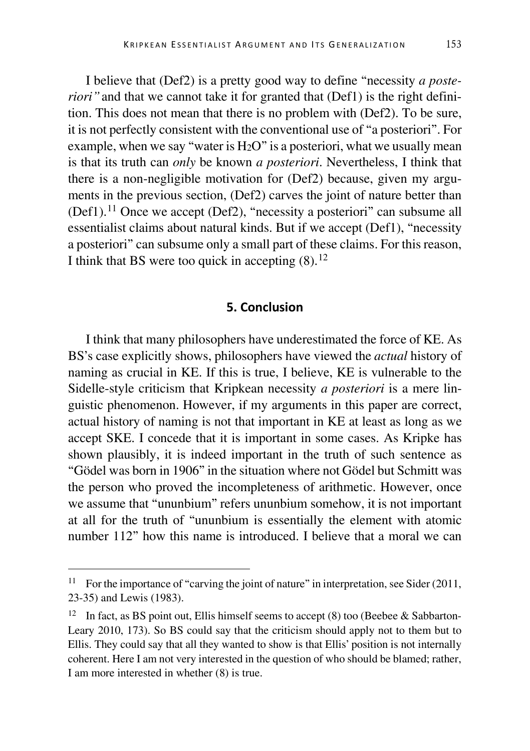I believe that (Def2) is a pretty good way to define "necessity *a posteriori"* and that we cannot take it for granted that (Def1) is the right definition. This does not mean that there is no problem with (Def2). To be sure, it is not perfectly consistent with the conventional use of "a posteriori". For example, when we say "water is $H_2O$" is a posteriori, what we usually mean is that its truth can *only* be known *a posteriori*. Nevertheless, I think that there is a non-negligible motivation for (Def2) because, given my arguments in the previous section, (Def2) carves the joint of nature better than (Def1).[11] Once we accept (Def2), "necessity a posteriori" can subsume all essentialist claims about natural kinds. But if we accept (Def1), "necessity a posteriori" can subsume only a small part of these claims. For this reason, I think that BS were too quick in accepting (8).[12]

## 5. Conclusion

I think that many philosophers have underestimated the force of KE. As BS's case explicitly shows, philosophers have viewed the *actual* history of naming as crucial in KE. If this is true, I believe, KE is vulnerable to the Sidelle-style criticism that Kripkean necessity *a posteriori* is a mere linguistic phenomenon. However, if my arguments in this paper are correct, actual history of naming is not that important in KE at least as long as we accept SKE. I concede that it is important in some cases. As Kripke has shown plausibly, it is indeed important in the truth of such sentence as "Gödel was born in 1906" in the situation where not Gödel but Schmitt was the person who proved the incompleteness of arithmetic. However, once we assume that "ununbium" refers ununbium somehow, it is not important at all for the truth of "ununbium is essentially the element with atomic number 112" how this name is introduced. I believe that a moral we can

---

[11] For the importance of "carving the joint of nature" in interpretation, see Sider (2011, 23-35) and Lewis (1983).

[12] In fact, as BS point out, Ellis himself seems to accept (8) too (Beebee & Sabbarton-Leary 2010, 173). So BS could say that the criticism should apply not to them but to Ellis. They could say that all they wanted to show is that Ellis' position is not internally coherent. Here I am not very interested in the question of who should be blamed; rather, I am more interested in whether (8) is true.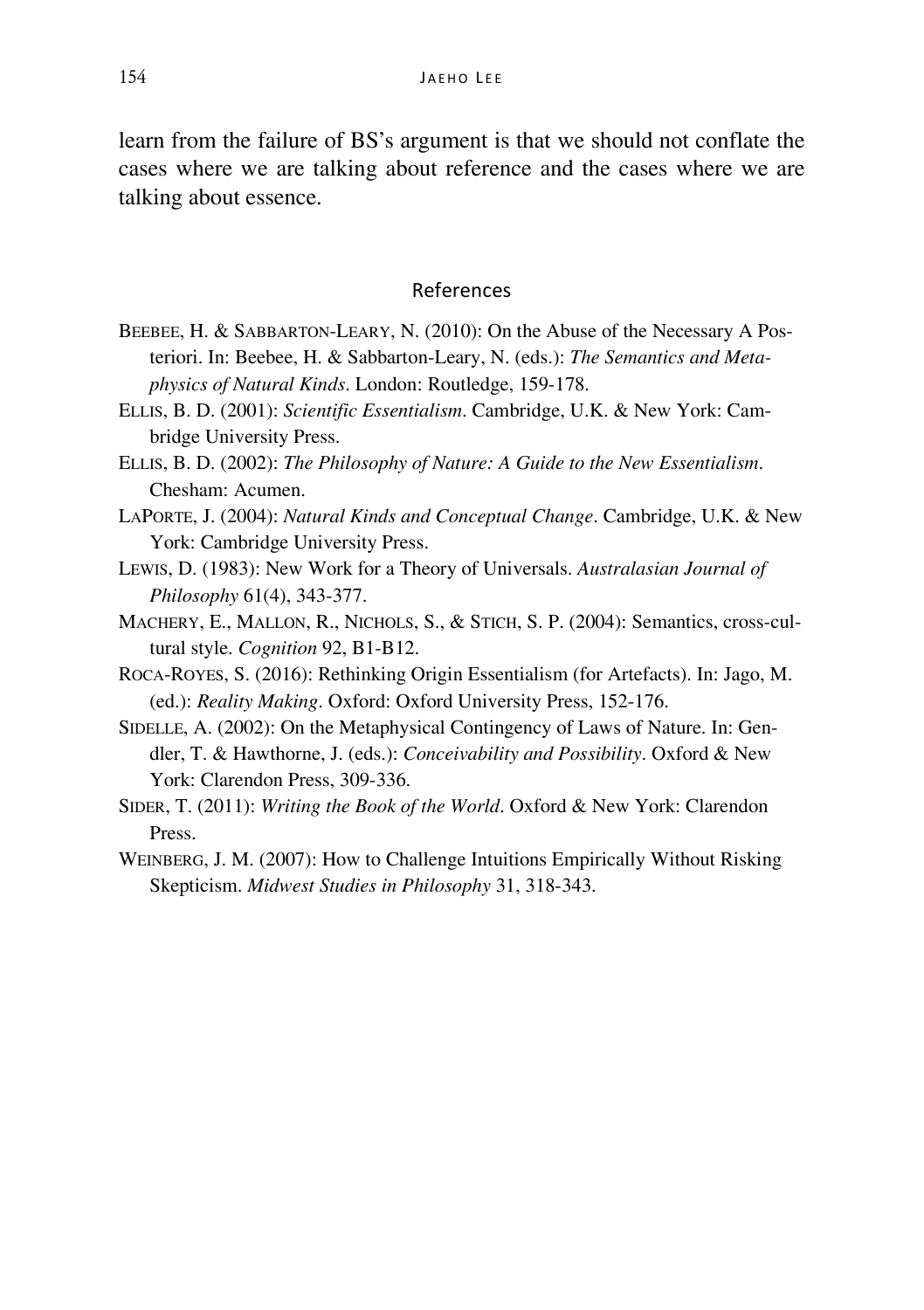learn from the failure of BS's argument is that we should not conflate the cases where we are talking about reference and the cases where we are talking about essence.

## References

BEEBEE, H. & SABBARTON-LEARY, N. (2010): On the Abuse of the Necessary A Posteriori. In: Beebee, H. & Sabbarton-Leary, N. (eds.): *The Semantics and Metaphysics of Natural Kinds*. London: Routledge, 159-178.

ELLIS, B. D. (2001): *Scientific Essentialism*. Cambridge, U.K. & New York: Cambridge University Press.

ELLIS, B. D. (2002): *The Philosophy of Nature: A Guide to the New Essentialism*. Chesham: Acumen.

LAPORTE, J. (2004): *Natural Kinds and Conceptual Change*. Cambridge, U.K. & New York: Cambridge University Press.

LEWIS, D. (1983): New Work for a Theory of Universals. *Australasian Journal of Philosophy* 61(4), 343-377.

MACHERY, E., MALLON, R., NICHOLS, S., & STICH, S. P. (2004): Semantics, cross-cultural style. *Cognition* 92, B1-B12.

ROCA-ROYES, S. (2016): Rethinking Origin Essentialism (for Artefacts). In: Jago, M. (ed.): *Reality Making*. Oxford: Oxford University Press, 152-176.

SIDELLE, A. (2002): On the Metaphysical Contingency of Laws of Nature. In: Gendler, T. & Hawthorne, J. (eds.): *Conceivability and Possibility*. Oxford & New York: Clarendon Press, 309-336.

SIDER, T. (2011): *Writing the Book of the World*. Oxford & New York: Clarendon Press.

WEINBERG, J. M. (2007): How to Challenge Intuitions Empirically Without Risking Skepticism. *Midwest Studies in Philosophy* 31, 318-343.